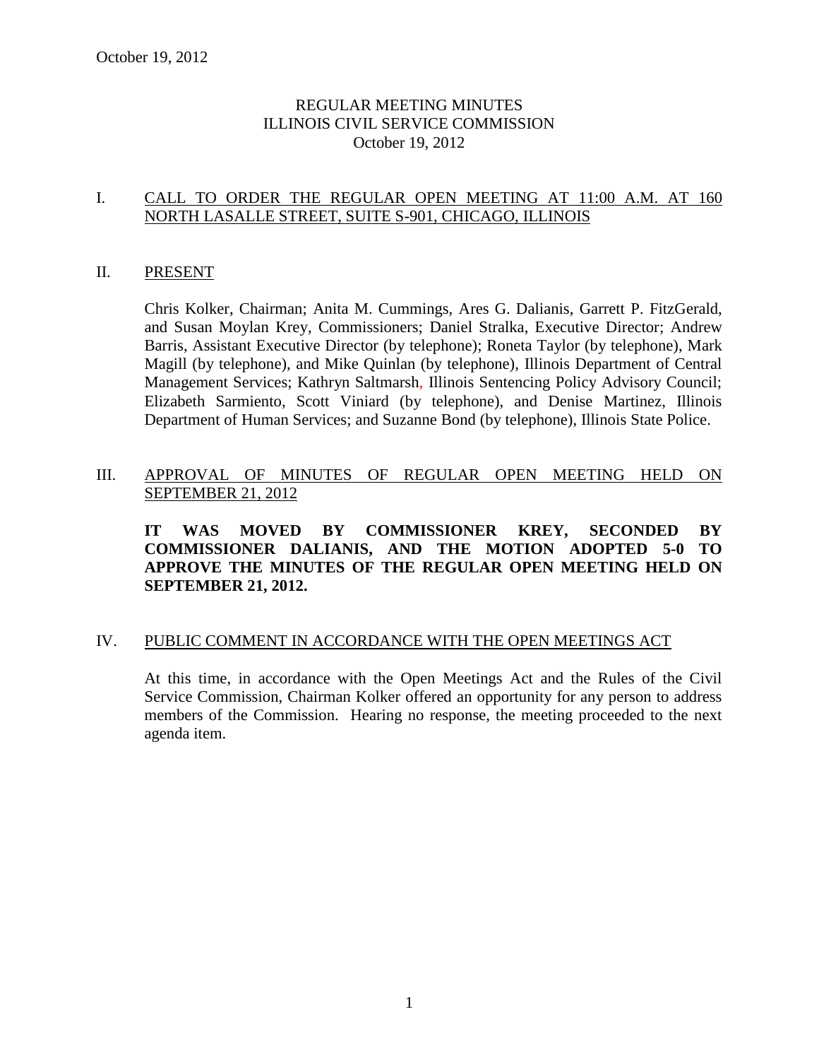October 19, 2012

# REGULAR MEETING MINUTES
# ILLINOIS CIVIL SERVICE COMMISSION
# October 19, 2012

## I. CALL TO ORDER THE REGULAR OPEN MEETING AT 11:00 A.M. AT 160 NORTH LASALLE STREET, SUITE S-901, CHICAGO, ILLINOIS

## II. PRESENT

Chris Kolker, Chairman; Anita M. Cummings, Ares G. Dalianis, Garrett P. FitzGerald, and Susan Moylan Krey, Commissioners; Daniel Stralka, Executive Director; Andrew Barris, Assistant Executive Director (by telephone); Roneta Taylor (by telephone), Mark Magill (by telephone), and Mike Quinlan (by telephone), Illinois Department of Central Management Services; Kathryn Saltmarsh, Illinois Sentencing Policy Advisory Council; Elizabeth Sarmiento, Scott Viniard (by telephone), and Denise Martinez, Illinois Department of Human Services; and Suzanne Bond (by telephone), Illinois State Police.

## III. APPROVAL OF MINUTES OF REGULAR OPEN MEETING HELD ON SEPTEMBER 21, 2012

**IT WAS MOVED BY COMMISSIONER KREY, SECONDED BY COMMISSIONER DALIANIS, AND THE MOTION ADOPTED 5-0 TO APPROVE THE MINUTES OF THE REGULAR OPEN MEETING HELD ON SEPTEMBER 21, 2012.**

## IV. PUBLIC COMMENT IN ACCORDANCE WITH THE OPEN MEETINGS ACT

At this time, in accordance with the Open Meetings Act and the Rules of the Civil Service Commission, Chairman Kolker offered an opportunity for any person to address members of the Commission. Hearing no response, the meeting proceeded to the next agenda item.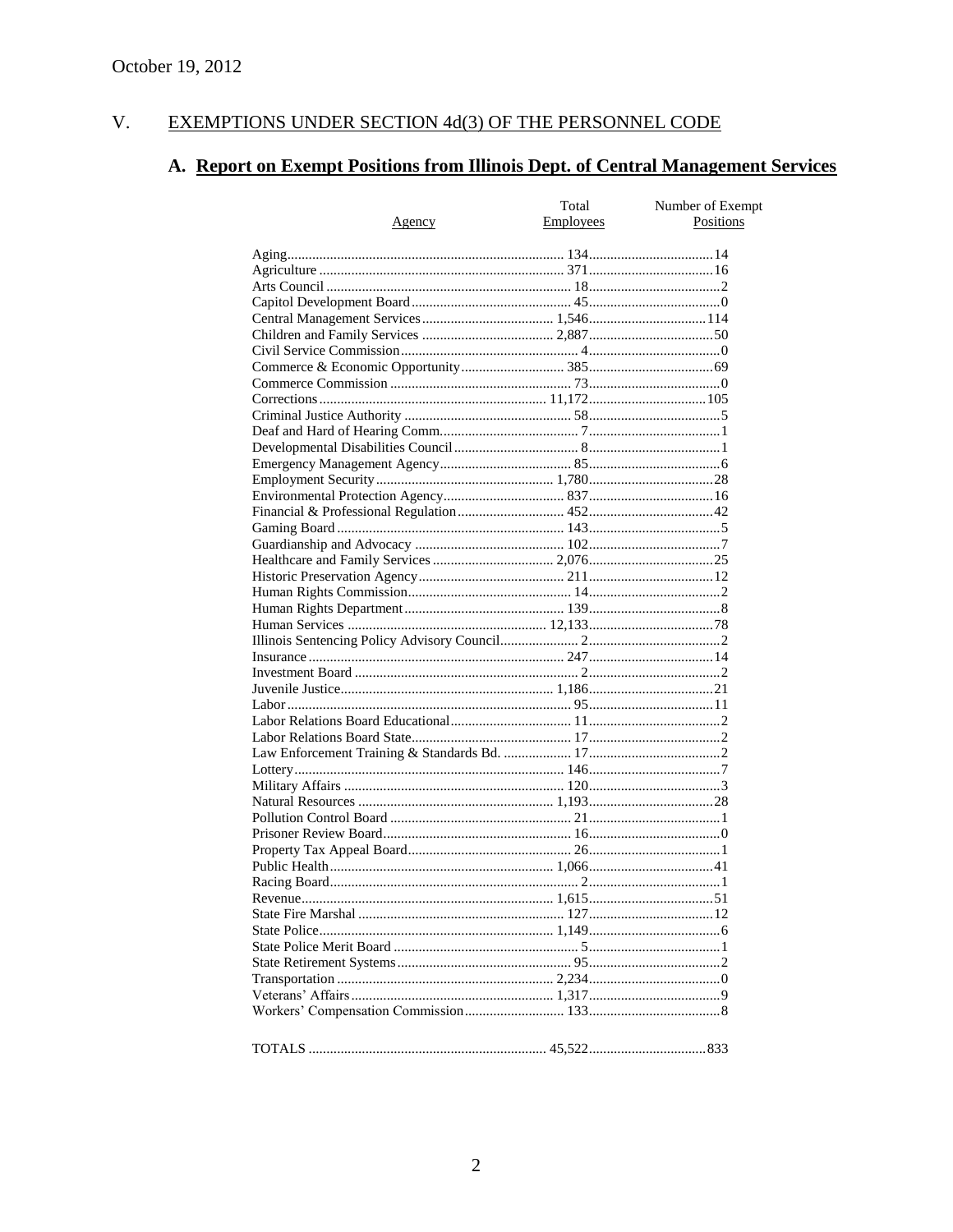October 19, 2012

## V. EXEMPTIONS UNDER SECTION 4d(3) OF THE PERSONNEL CODE

### A. Report on Exempt Positions from Illinois Dept. of Central Management Services

| Agency | Total Employees | Number of Exempt Positions |
|---|---|---|
| Aging | 134 | 14 |
| Agriculture | 371 | 16 |
| Arts Council | 18 | 2 |
| Capitol Development Board | 45 | 0 |
| Central Management Services | 1,546 | 114 |
| Children and Family Services | 2,887 | 50 |
| Civil Service Commission | 4 | 0 |
| Commerce & Economic Opportunity | 385 | 69 |
| Commerce Commission | 73 | 0 |
| Corrections | 11,172 | 105 |
| Criminal Justice Authority | 58 | 5 |
| Deaf and Hard of Hearing Comm. | 7 | 1 |
| Developmental Disabilities Council | 8 | 1 |
| Emergency Management Agency | 85 | 6 |
| Employment Security | 1,780 | 28 |
| Environmental Protection Agency | 837 | 16 |
| Financial & Professional Regulation | 452 | 42 |
| Gaming Board | 143 | 5 |
| Guardianship and Advocacy | 102 | 7 |
| Healthcare and Family Services | 2,076 | 25 |
| Historic Preservation Agency | 211 | 12 |
| Human Rights Commission | 14 | 2 |
| Human Rights Department | 139 | 8 |
| Human Services | 12,133 | 78 |
| Illinois Sentencing Policy Advisory Council | 2 | 2 |
| Insurance | 247 | 14 |
| Investment Board | 2 | 2 |
| Juvenile Justice | 1,186 | 21 |
| Labor | 95 | 11 |
| Labor Relations Board Educational | 11 | 2 |
| Labor Relations Board State | 17 | 2 |
| Law Enforcement Training & Standards Bd. | 17 | 2 |
| Lottery | 146 | 7 |
| Military Affairs | 120 | 3 |
| Natural Resources | 1,193 | 28 |
| Pollution Control Board | 21 | 1 |
| Prisoner Review Board | 16 | 0 |
| Property Tax Appeal Board | 26 | 1 |
| Public Health | 1,066 | 41 |
| Racing Board | 2 | 1 |
| Revenue | 1,615 | 51 |
| State Fire Marshal | 127 | 12 |
| State Police | 1,149 | 6 |
| State Police Merit Board | 5 | 1 |
| State Retirement Systems | 95 | 2 |
| Transportation | 2,234 | 0 |
| Veterans' Affairs | 1,317 | 9 |
| Workers' Compensation Commission | 133 | 8 |
| TOTALS | 45,522 | 833 |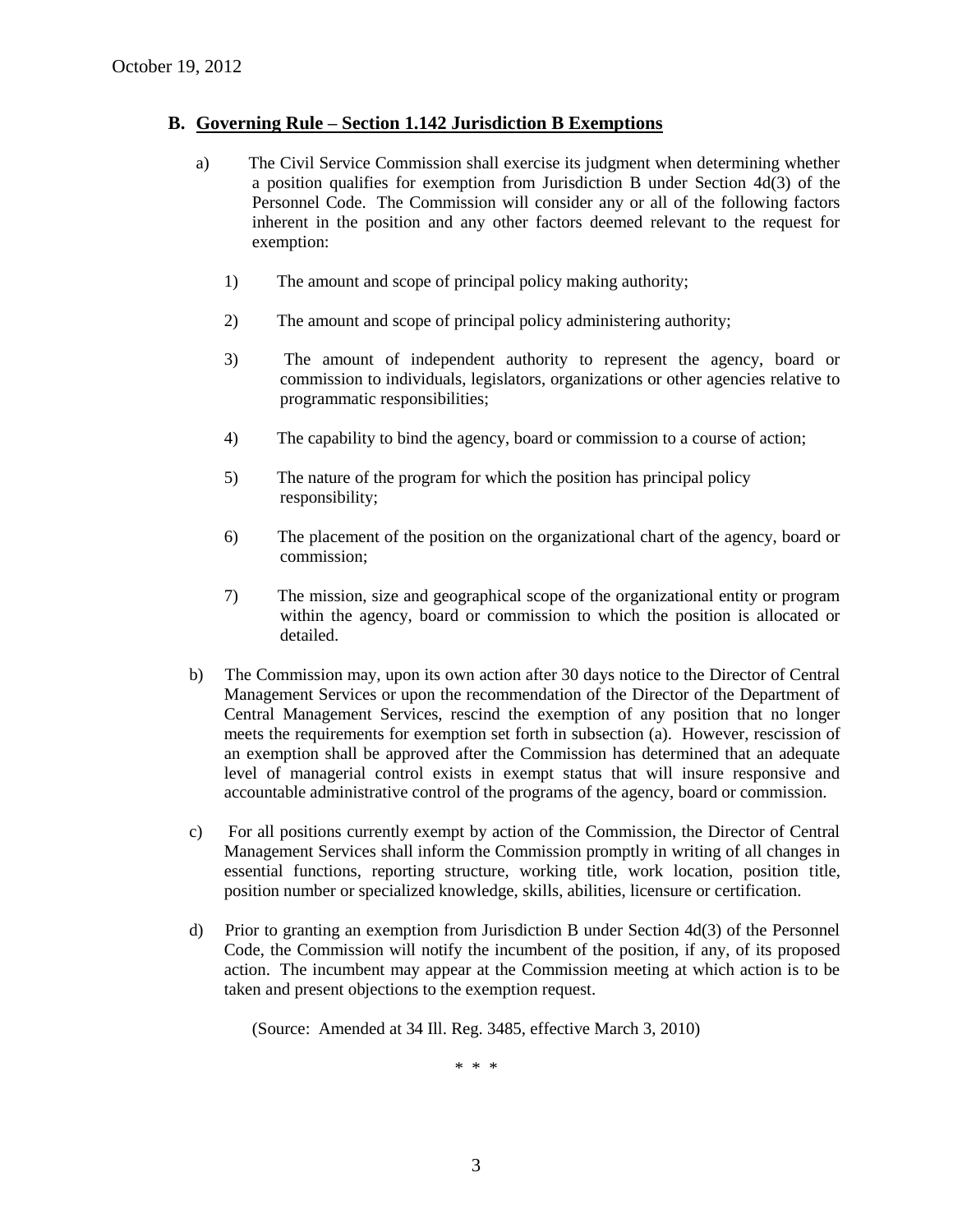October 19, 2012

## B. Governing Rule – Section 1.142 Jurisdiction B Exemptions

a) The Civil Service Commission shall exercise its judgment when determining whether a position qualifies for exemption from Jurisdiction B under Section 4d(3) of the Personnel Code. The Commission will consider any or all of the following factors inherent in the position and any other factors deemed relevant to the request for exemption:

1) The amount and scope of principal policy making authority;

2) The amount and scope of principal policy administering authority;

3) The amount of independent authority to represent the agency, board or commission to individuals, legislators, organizations or other agencies relative to programmatic responsibilities;

4) The capability to bind the agency, board or commission to a course of action;

5) The nature of the program for which the position has principal policy responsibility;

6) The placement of the position on the organizational chart of the agency, board or commission;

7) The mission, size and geographical scope of the organizational entity or program within the agency, board or commission to which the position is allocated or detailed.

b) The Commission may, upon its own action after 30 days notice to the Director of Central Management Services or upon the recommendation of the Director of the Department of Central Management Services, rescind the exemption of any position that no longer meets the requirements for exemption set forth in subsection (a). However, rescission of an exemption shall be approved after the Commission has determined that an adequate level of managerial control exists in exempt status that will insure responsive and accountable administrative control of the programs of the agency, board or commission.

c) For all positions currently exempt by action of the Commission, the Director of Central Management Services shall inform the Commission promptly in writing of all changes in essential functions, reporting structure, working title, work location, position title, position number or specialized knowledge, skills, abilities, licensure or certification.

d) Prior to granting an exemption from Jurisdiction B under Section 4d(3) of the Personnel Code, the Commission will notify the incumbent of the position, if any, of its proposed action. The incumbent may appear at the Commission meeting at which action is to be taken and present objections to the exemption request.

(Source: Amended at 34 Ill. Reg. 3485, effective March 3, 2010)

\* \* \*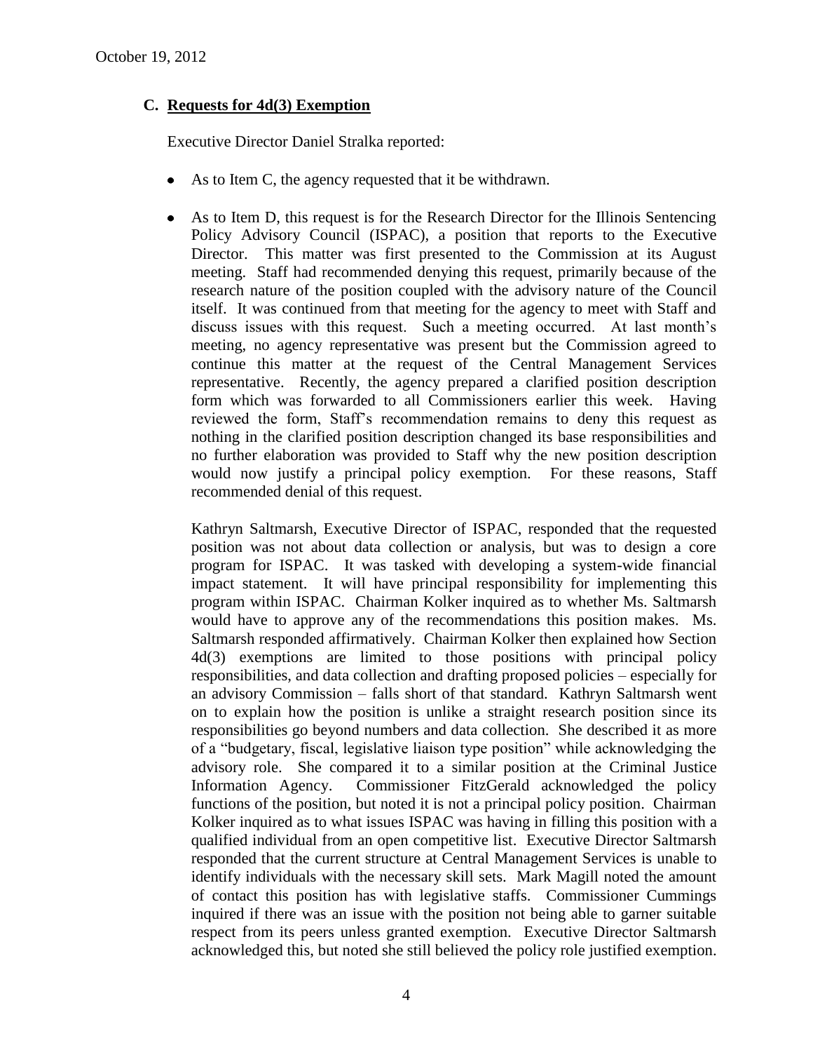## C. Requests for 4d(3) Exemption

Executive Director Daniel Stralka reported:

- As to Item C, the agency requested that it be withdrawn.
- As to Item D, this request is for the Research Director for the Illinois Sentencing Policy Advisory Council (ISPAC), a position that reports to the Executive Director. This matter was first presented to the Commission at its August meeting. Staff had recommended denying this request, primarily because of the research nature of the position coupled with the advisory nature of the Council itself. It was continued from that meeting for the agency to meet with Staff and discuss issues with this request. Such a meeting occurred. At last month's meeting, no agency representative was present but the Commission agreed to continue this matter at the request of the Central Management Services representative. Recently, the agency prepared a clarified position description form which was forwarded to all Commissioners earlier this week. Having reviewed the form, Staff's recommendation remains to deny this request as nothing in the clarified position description changed its base responsibilities and no further elaboration was provided to Staff why the new position description would now justify a principal policy exemption. For these reasons, Staff recommended denial of this request.

  Kathryn Saltmarsh, Executive Director of ISPAC, responded that the requested position was not about data collection or analysis, but was to design a core program for ISPAC. It was tasked with developing a system-wide financial impact statement. It will have principal responsibility for implementing this program within ISPAC. Chairman Kolker inquired as to whether Ms. Saltmarsh would have to approve any of the recommendations this position makes. Ms. Saltmarsh responded affirmatively. Chairman Kolker then explained how Section 4d(3) exemptions are limited to those positions with principal policy responsibilities, and data collection and drafting proposed policies – especially for an advisory Commission – falls short of that standard. Kathryn Saltmarsh went on to explain how the position is unlike a straight research position since its responsibilities go beyond numbers and data collection. She described it as more of a "budgetary, fiscal, legislative liaison type position" while acknowledging the advisory role. She compared it to a similar position at the Criminal Justice Information Agency. Commissioner FitzGerald acknowledged the policy functions of the position, but noted it is not a principal policy position. Chairman Kolker inquired as to what issues ISPAC was having in filling this position with a qualified individual from an open competitive list. Executive Director Saltmarsh responded that the current structure at Central Management Services is unable to identify individuals with the necessary skill sets. Mark Magill noted the amount of contact this position has with legislative staffs. Commissioner Cummings inquired if there was an issue with the position not being able to garner suitable respect from its peers unless granted exemption. Executive Director Saltmarsh acknowledged this, but noted she still believed the policy role justified exemption.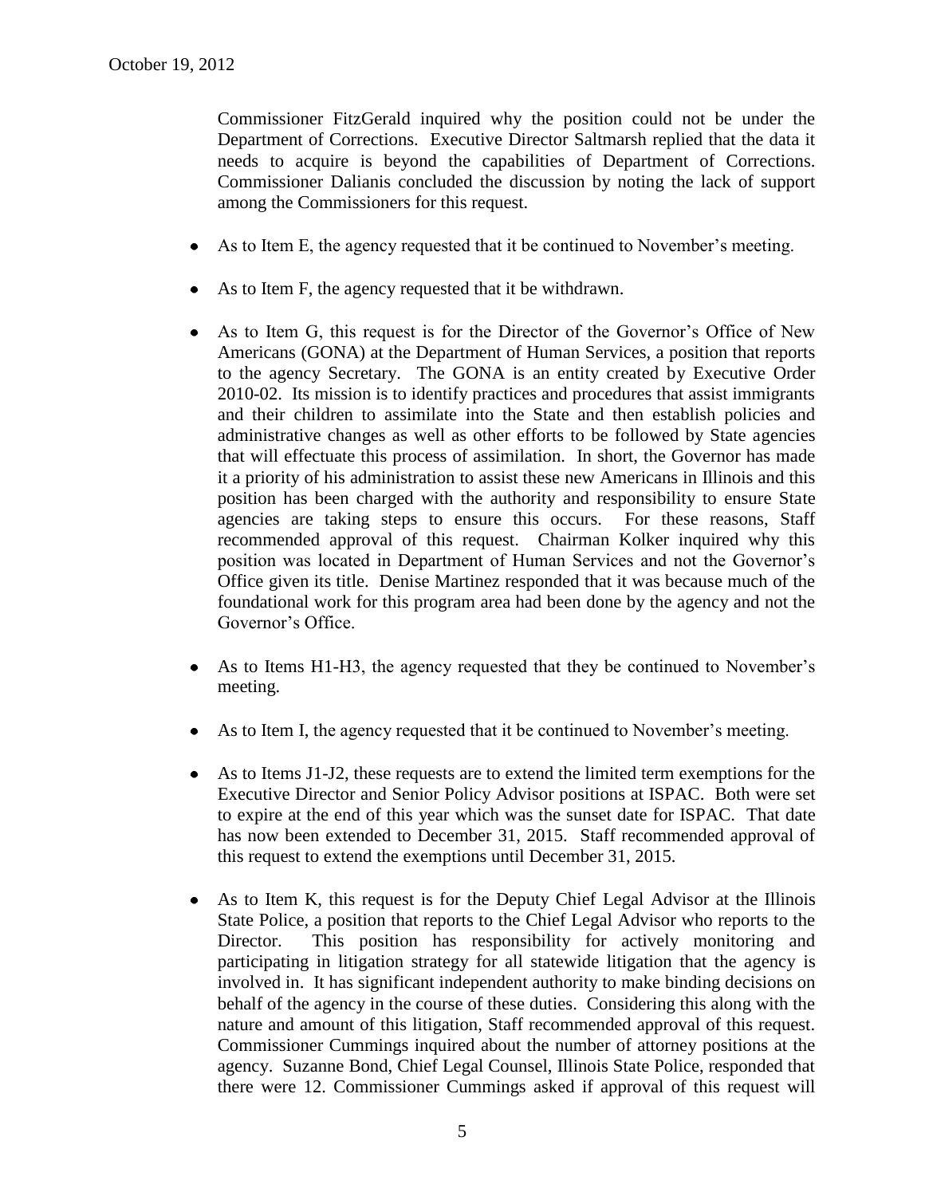Commissioner FitzGerald inquired why the position could not be under the Department of Corrections. Executive Director Saltmarsh replied that the data it needs to acquire is beyond the capabilities of Department of Corrections. Commissioner Dalianis concluded the discussion by noting the lack of support among the Commissioners for this request.

- As to Item E, the agency requested that it be continued to November's meeting.
- As to Item F, the agency requested that it be withdrawn.
- As to Item G, this request is for the Director of the Governor's Office of New Americans (GONA) at the Department of Human Services, a position that reports to the agency Secretary. The GONA is an entity created by Executive Order 2010-02. Its mission is to identify practices and procedures that assist immigrants and their children to assimilate into the State and then establish policies and administrative changes as well as other efforts to be followed by State agencies that will effectuate this process of assimilation. In short, the Governor has made it a priority of his administration to assist these new Americans in Illinois and this position has been charged with the authority and responsibility to ensure State agencies are taking steps to ensure this occurs. For these reasons, Staff recommended approval of this request. Chairman Kolker inquired why this position was located in Department of Human Services and not the Governor's Office given its title. Denise Martinez responded that it was because much of the foundational work for this program area had been done by the agency and not the Governor's Office.
- As to Items H1-H3, the agency requested that they be continued to November's meeting.
- As to Item I, the agency requested that it be continued to November's meeting.
- As to Items J1-J2, these requests are to extend the limited term exemptions for the Executive Director and Senior Policy Advisor positions at ISPAC. Both were set to expire at the end of this year which was the sunset date for ISPAC. That date has now been extended to December 31, 2015. Staff recommended approval of this request to extend the exemptions until December 31, 2015.
- As to Item K, this request is for the Deputy Chief Legal Advisor at the Illinois State Police, a position that reports to the Chief Legal Advisor who reports to the Director. This position has responsibility for actively monitoring and participating in litigation strategy for all statewide litigation that the agency is involved in. It has significant independent authority to make binding decisions on behalf of the agency in the course of these duties. Considering this along with the nature and amount of this litigation, Staff recommended approval of this request. Commissioner Cummings inquired about the number of attorney positions at the agency. Suzanne Bond, Chief Legal Counsel, Illinois State Police, responded that there were 12. Commissioner Cummings asked if approval of this request will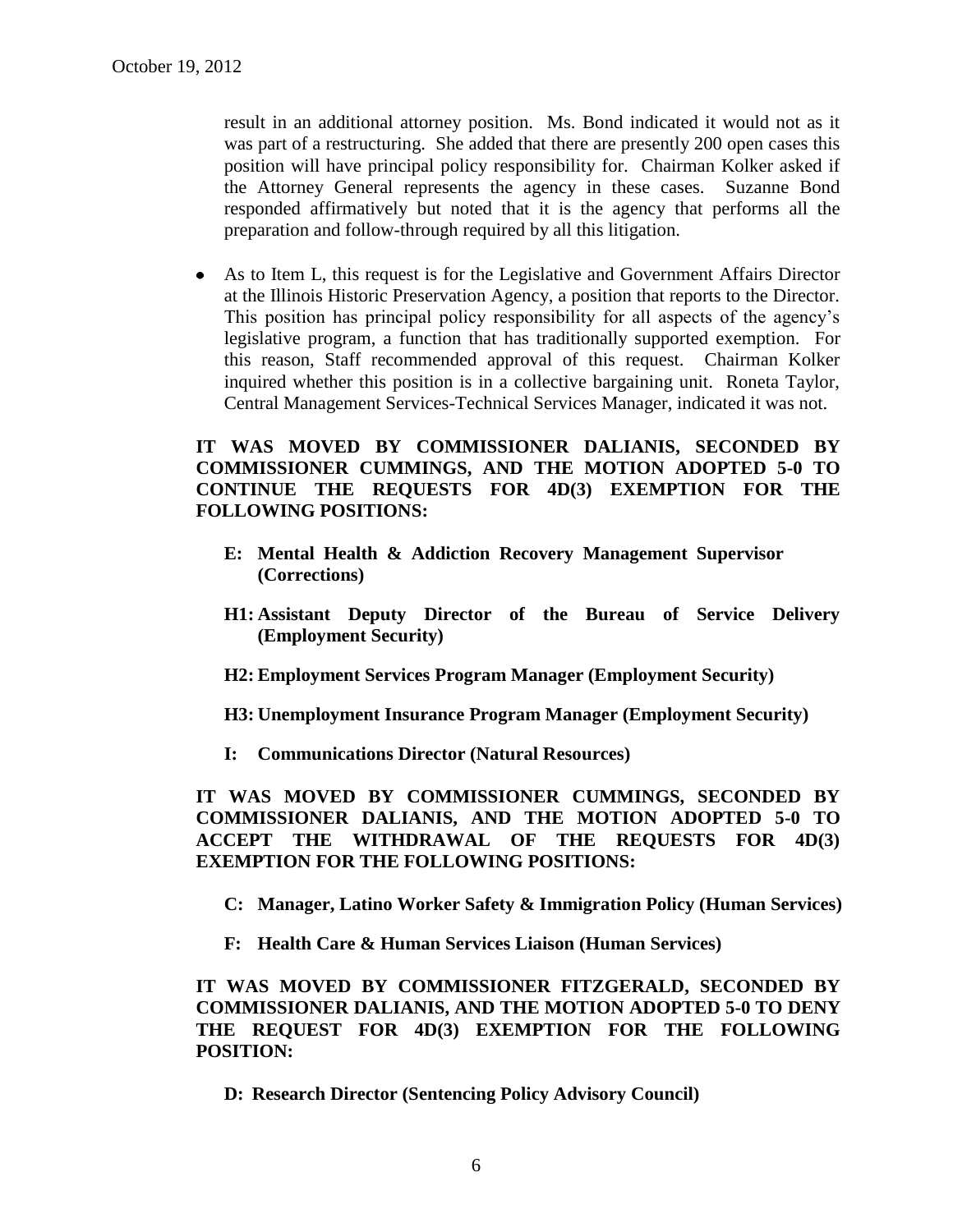result in an additional attorney position. Ms. Bond indicated it would not as it was part of a restructuring. She added that there are presently 200 open cases this position will have principal policy responsibility for. Chairman Kolker asked if the Attorney General represents the agency in these cases. Suzanne Bond responded affirmatively but noted that it is the agency that performs all the preparation and follow-through required by all this litigation.

- As to Item L, this request is for the Legislative and Government Affairs Director at the Illinois Historic Preservation Agency, a position that reports to the Director. This position has principal policy responsibility for all aspects of the agency's legislative program, a function that has traditionally supported exemption. For this reason, Staff recommended approval of this request. Chairman Kolker inquired whether this position is in a collective bargaining unit. Roneta Taylor, Central Management Services-Technical Services Manager, indicated it was not.

**IT WAS MOVED BY COMMISSIONER DALIANIS, SECONDED BY COMMISSIONER CUMMINGS, AND THE MOTION ADOPTED 5-0 TO CONTINUE THE REQUESTS FOR 4D(3) EXEMPTION FOR THE FOLLOWING POSITIONS:**

**E: Mental Health & Addiction Recovery Management Supervisor (Corrections)**

**H1: Assistant Deputy Director of the Bureau of Service Delivery (Employment Security)**

**H2: Employment Services Program Manager (Employment Security)**

**H3: Unemployment Insurance Program Manager (Employment Security)**

**I: Communications Director (Natural Resources)**

**IT WAS MOVED BY COMMISSIONER CUMMINGS, SECONDED BY COMMISSIONER DALIANIS, AND THE MOTION ADOPTED 5-0 TO ACCEPT THE WITHDRAWAL OF THE REQUESTS FOR 4D(3) EXEMPTION FOR THE FOLLOWING POSITIONS:**

**C: Manager, Latino Worker Safety & Immigration Policy (Human Services)**

**F: Health Care & Human Services Liaison (Human Services)**

**IT WAS MOVED BY COMMISSIONER FITZGERALD, SECONDED BY COMMISSIONER DALIANIS, AND THE MOTION ADOPTED 5-0 TO DENY THE REQUEST FOR 4D(3) EXEMPTION FOR THE FOLLOWING POSITION:**

**D: Research Director (Sentencing Policy Advisory Council)**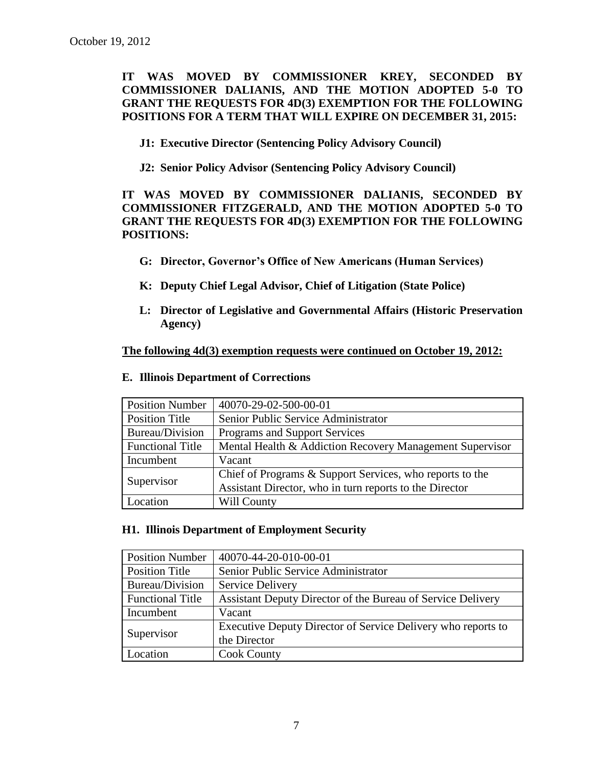**IT WAS MOVED BY COMMISSIONER KREY, SECONDED BY COMMISSIONER DALIANIS, AND THE MOTION ADOPTED 5-0 TO GRANT THE REQUESTS FOR 4D(3) EXEMPTION FOR THE FOLLOWING POSITIONS FOR A TERM THAT WILL EXPIRE ON DECEMBER 31, 2015:**

**J1: Executive Director (Sentencing Policy Advisory Council)**

**J2: Senior Policy Advisor (Sentencing Policy Advisory Council)**

**IT WAS MOVED BY COMMISSIONER DALIANIS, SECONDED BY COMMISSIONER FITZGERALD, AND THE MOTION ADOPTED 5-0 TO GRANT THE REQUESTS FOR 4D(3) EXEMPTION FOR THE FOLLOWING POSITIONS:**

**G: Director, Governor's Office of New Americans (Human Services)**

**K: Deputy Chief Legal Advisor, Chief of Litigation (State Police)**

**L: Director of Legislative and Governmental Affairs (Historic Preservation Agency)**

**The following 4d(3) exemption requests were continued on October 19, 2012:**

**E. Illinois Department of Corrections**

| Position Number | 40070-29-02-500-00-01 |
|---|---|
| Position Title | Senior Public Service Administrator |
| Bureau/Division | Programs and Support Services |
| Functional Title | Mental Health & Addiction Recovery Management Supervisor |
| Incumbent | Vacant |
| Supervisor | Chief of Programs & Support Services, who reports to the Assistant Director, who in turn reports to the Director |
| Location | Will County |

**H1. Illinois Department of Employment Security**

| Position Number | 40070-44-20-010-00-01 |
|---|---|
| Position Title | Senior Public Service Administrator |
| Bureau/Division | Service Delivery |
| Functional Title | Assistant Deputy Director of the Bureau of Service Delivery |
| Incumbent | Vacant |
| Supervisor | Executive Deputy Director of Service Delivery who reports to the Director |
| Location | Cook County |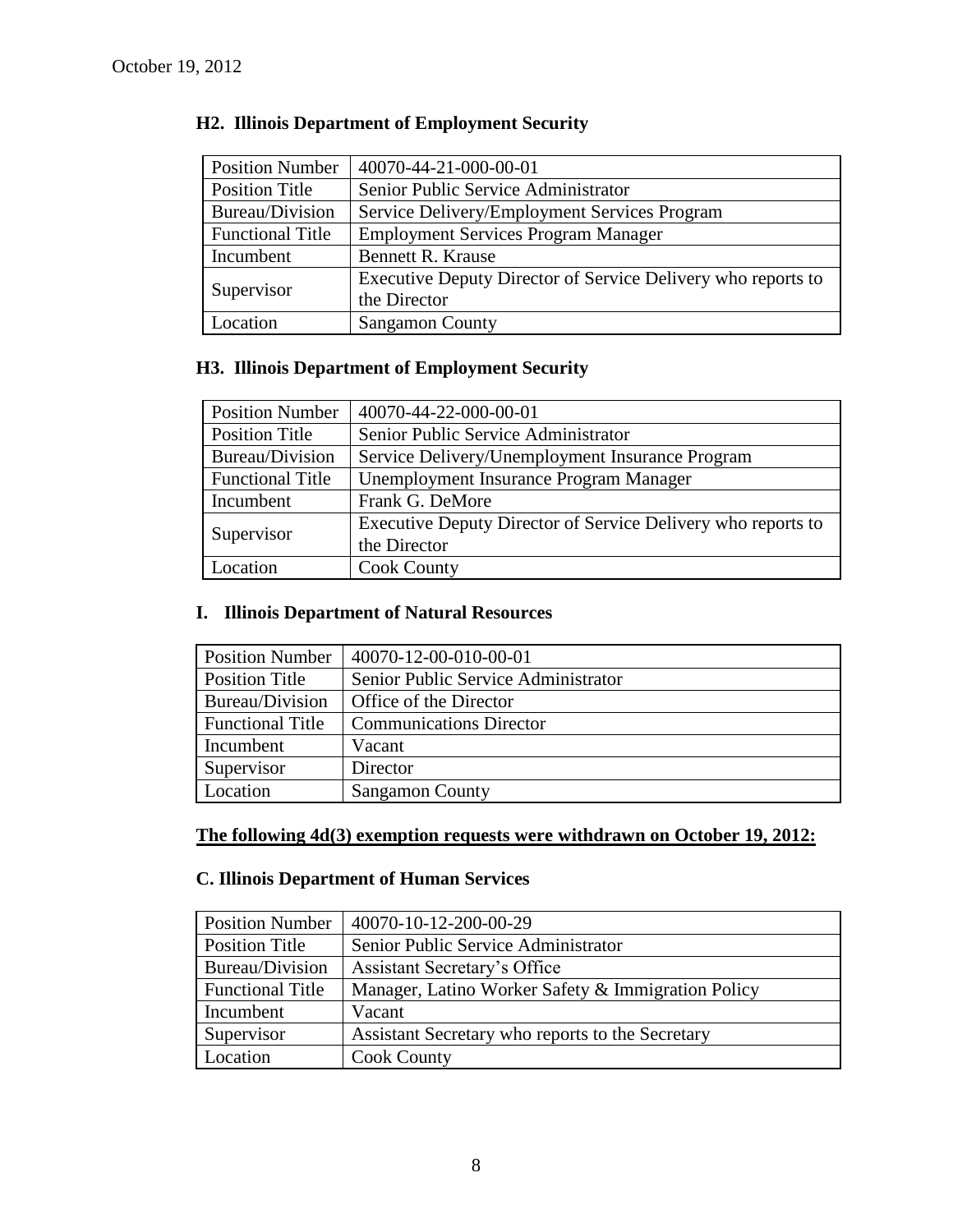### H2. Illinois Department of Employment Security

| Position Number | 40070-44-21-000-00-01 |
|---|---|
| Position Title | Senior Public Service Administrator |
| Bureau/Division | Service Delivery/Employment Services Program |
| Functional Title | Employment Services Program Manager |
| Incumbent | Bennett R. Krause |
| Supervisor | Executive Deputy Director of Service Delivery who reports to the Director |
| Location | Sangamon County |

### H3. Illinois Department of Employment Security

| Position Number | 40070-44-22-000-00-01 |
|---|---|
| Position Title | Senior Public Service Administrator |
| Bureau/Division | Service Delivery/Unemployment Insurance Program |
| Functional Title | Unemployment Insurance Program Manager |
| Incumbent | Frank G. DeMore |
| Supervisor | Executive Deputy Director of Service Delivery who reports to the Director |
| Location | Cook County |

### I. Illinois Department of Natural Resources

| Position Number | 40070-12-00-010-00-01 |
|---|---|
| Position Title | Senior Public Service Administrator |
| Bureau/Division | Office of the Director |
| Functional Title | Communications Director |
| Incumbent | Vacant |
| Supervisor | Director |
| Location | Sangamon County |

**The following 4d(3) exemption requests were withdrawn on October 19, 2012:**

### C. Illinois Department of Human Services

| Position Number | 40070-10-12-200-00-29 |
|---|---|
| Position Title | Senior Public Service Administrator |
| Bureau/Division | Assistant Secretary's Office |
| Functional Title | Manager, Latino Worker Safety & Immigration Policy |
| Incumbent | Vacant |
| Supervisor | Assistant Secretary who reports to the Secretary |
| Location | Cook County |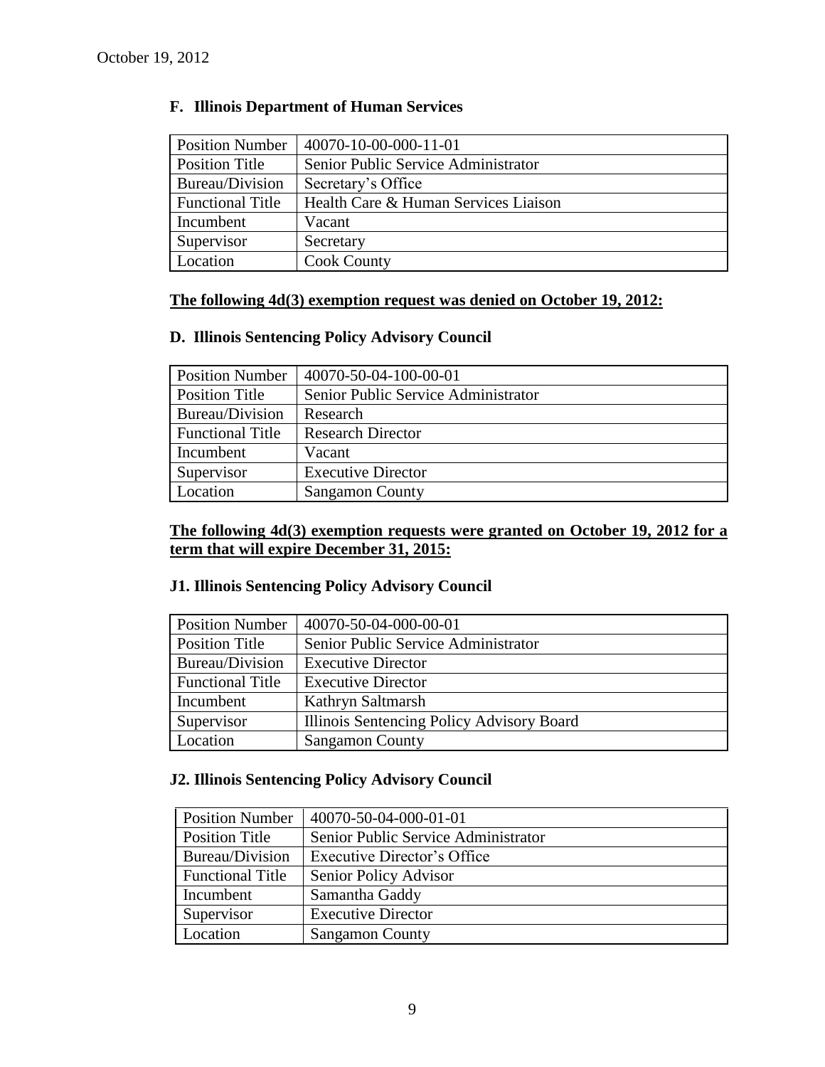### F. Illinois Department of Human Services

| Position Number | 40070-10-00-000-11-01 |
|---|---|
| Position Title | Senior Public Service Administrator |
| Bureau/Division | Secretary's Office |
| Functional Title | Health Care & Human Services Liaison |
| Incumbent | Vacant |
| Supervisor | Secretary |
| Location | Cook County |

**The following 4d(3) exemption request was denied on October 19, 2012:**

### D. Illinois Sentencing Policy Advisory Council

| Position Number | 40070-50-04-100-00-01 |
|---|---|
| Position Title | Senior Public Service Administrator |
| Bureau/Division | Research |
| Functional Title | Research Director |
| Incumbent | Vacant |
| Supervisor | Executive Director |
| Location | Sangamon County |

**The following 4d(3) exemption requests were granted on October 19, 2012 for a term that will expire December 31, 2015:**

### J1. Illinois Sentencing Policy Advisory Council

| Position Number | 40070-50-04-000-00-01 |
|---|---|
| Position Title | Senior Public Service Administrator |
| Bureau/Division | Executive Director |
| Functional Title | Executive Director |
| Incumbent | Kathryn Saltmarsh |
| Supervisor | Illinois Sentencing Policy Advisory Board |
| Location | Sangamon County |

### J2. Illinois Sentencing Policy Advisory Council

| Position Number | 40070-50-04-000-01-01 |
|---|---|
| Position Title | Senior Public Service Administrator |
| Bureau/Division | Executive Director's Office |
| Functional Title | Senior Policy Advisor |
| Incumbent | Samantha Gaddy |
| Supervisor | Executive Director |
| Location | Sangamon County |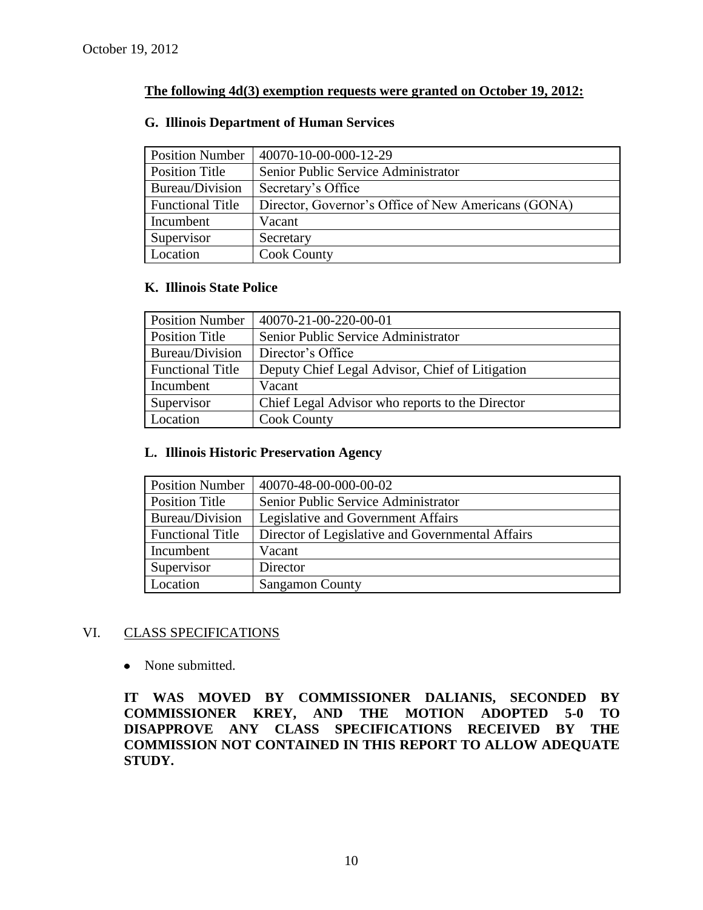October 19, 2012

**The following 4d(3) exemption requests were granted on October 19, 2012:**

**G. Illinois Department of Human Services**

| Position Number | 40070-10-00-000-12-29 |
|---|---|
| Position Title | Senior Public Service Administrator |
| Bureau/Division | Secretary's Office |
| Functional Title | Director, Governor's Office of New Americans (GONA) |
| Incumbent | Vacant |
| Supervisor | Secretary |
| Location | Cook County |

**K. Illinois State Police**

| Position Number | 40070-21-00-220-00-01 |
|---|---|
| Position Title | Senior Public Service Administrator |
| Bureau/Division | Director's Office |
| Functional Title | Deputy Chief Legal Advisor, Chief of Litigation |
| Incumbent | Vacant |
| Supervisor | Chief Legal Advisor who reports to the Director |
| Location | Cook County |

**L. Illinois Historic Preservation Agency**

| Position Number | 40070-48-00-000-00-02 |
|---|---|
| Position Title | Senior Public Service Administrator |
| Bureau/Division | Legislative and Government Affairs |
| Functional Title | Director of Legislative and Governmental Affairs |
| Incumbent | Vacant |
| Supervisor | Director |
| Location | Sangamon County |

## VI. CLASS SPECIFICATIONS

- None submitted.

**IT WAS MOVED BY COMMISSIONER DALIANIS, SECONDED BY COMMISSIONER KREY, AND THE MOTION ADOPTED 5-0 TO DISAPPROVE ANY CLASS SPECIFICATIONS RECEIVED BY THE COMMISSION NOT CONTAINED IN THIS REPORT TO ALLOW ADEQUATE STUDY.**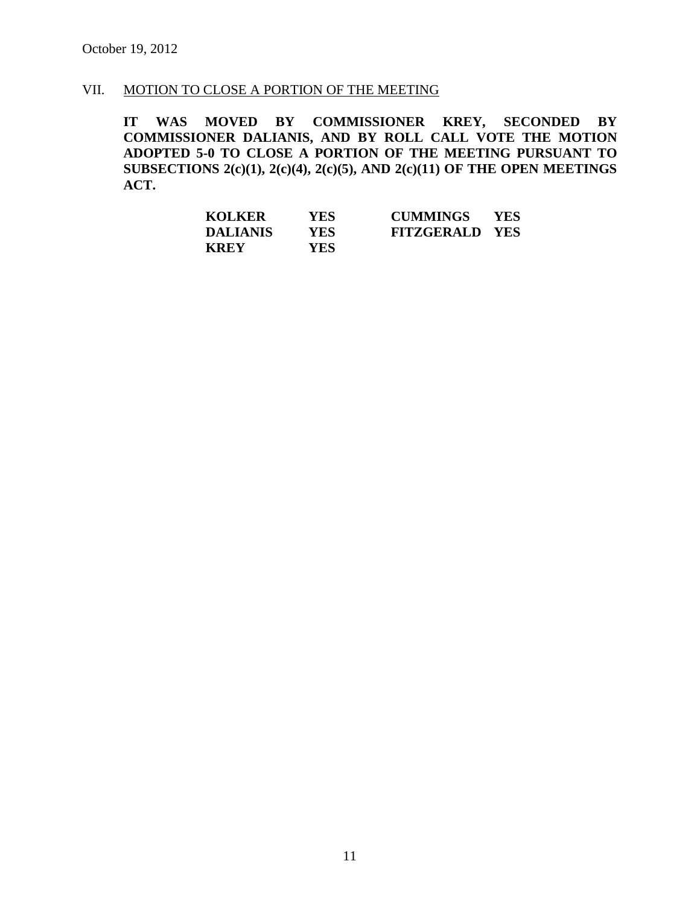October 19, 2012

VII. MOTION TO CLOSE A PORTION OF THE MEETING

**IT WAS MOVED BY COMMISSIONER KREY, SECONDED BY COMMISSIONER DALIANIS, AND BY ROLL CALL VOTE THE MOTION ADOPTED 5-0 TO CLOSE A PORTION OF THE MEETING PURSUANT TO SUBSECTIONS 2(c)(1), 2(c)(4), 2(c)(5), AND 2(c)(11) OF THE OPEN MEETINGS ACT.**

| | | | |
|---|---|---|---|
| **KOLKER** | **YES** | **CUMMINGS** | **YES** |
| **DALIANIS** | **YES** | **FITZGERALD** | **YES** |
| **KREY** | **YES** | | |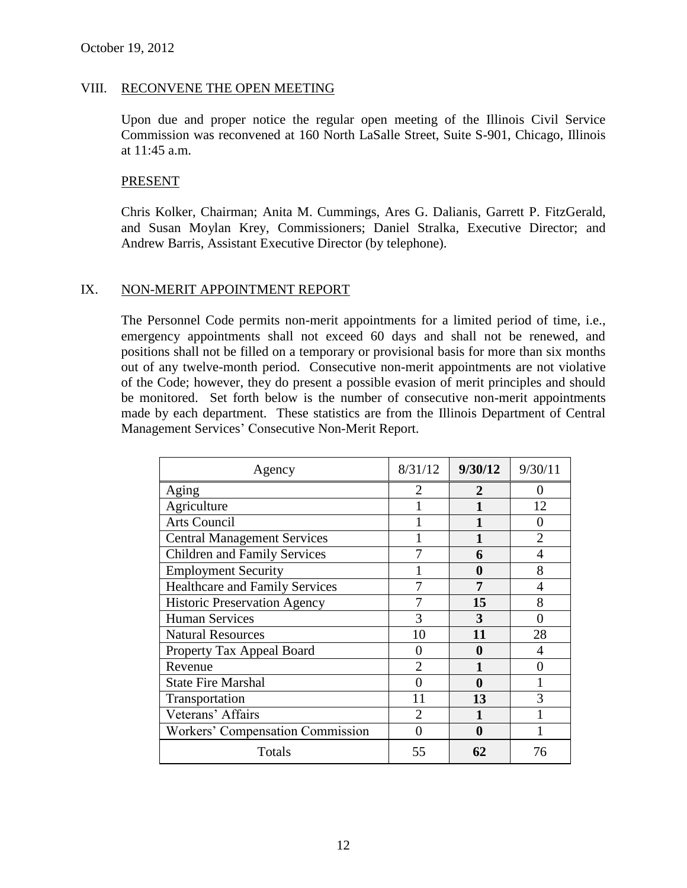October 19, 2012

## VIII. RECONVENE THE OPEN MEETING

Upon due and proper notice the regular open meeting of the Illinois Civil Service Commission was reconvened at 160 North LaSalle Street, Suite S-901, Chicago, Illinois at 11:45 a.m.

PRESENT

Chris Kolker, Chairman; Anita M. Cummings, Ares G. Dalianis, Garrett P. FitzGerald, and Susan Moylan Krey, Commissioners; Daniel Stralka, Executive Director; and Andrew Barris, Assistant Executive Director (by telephone).

## IX. NON-MERIT APPOINTMENT REPORT

The Personnel Code permits non-merit appointments for a limited period of time, i.e., emergency appointments shall not exceed 60 days and shall not be renewed, and positions shall not be filled on a temporary or provisional basis for more than six months out of any twelve-month period. Consecutive non-merit appointments are not violative of the Code; however, they do present a possible evasion of merit principles and should be monitored. Set forth below is the number of consecutive non-merit appointments made by each department. These statistics are from the Illinois Department of Central Management Services' Consecutive Non-Merit Report.

| Agency | 8/31/12 | **9/30/12** | 9/30/11 |
|---|---|---|---|
| Aging | 2 | **2** | 0 |
| Agriculture | 1 | **1** | 12 |
| Arts Council | 1 | **1** | 0 |
| Central Management Services | 1 | **1** | 2 |
| Children and Family Services | 7 | **6** | 4 |
| Employment Security | 1 | **0** | 8 |
| Healthcare and Family Services | 7 | **7** | 4 |
| Historic Preservation Agency | 7 | **15** | 8 |
| Human Services | 3 | **3** | 0 |
| Natural Resources | 10 | **11** | 28 |
| Property Tax Appeal Board | 0 | **0** | 4 |
| Revenue | 2 | **1** | 0 |
| State Fire Marshal | 0 | **0** | 1 |
| Transportation | 11 | **13** | 3 |
| Veterans' Affairs | 2 | **1** | 1 |
| Workers' Compensation Commission | 0 | **0** | 1 |
| Totals | 55 | **62** | 76 |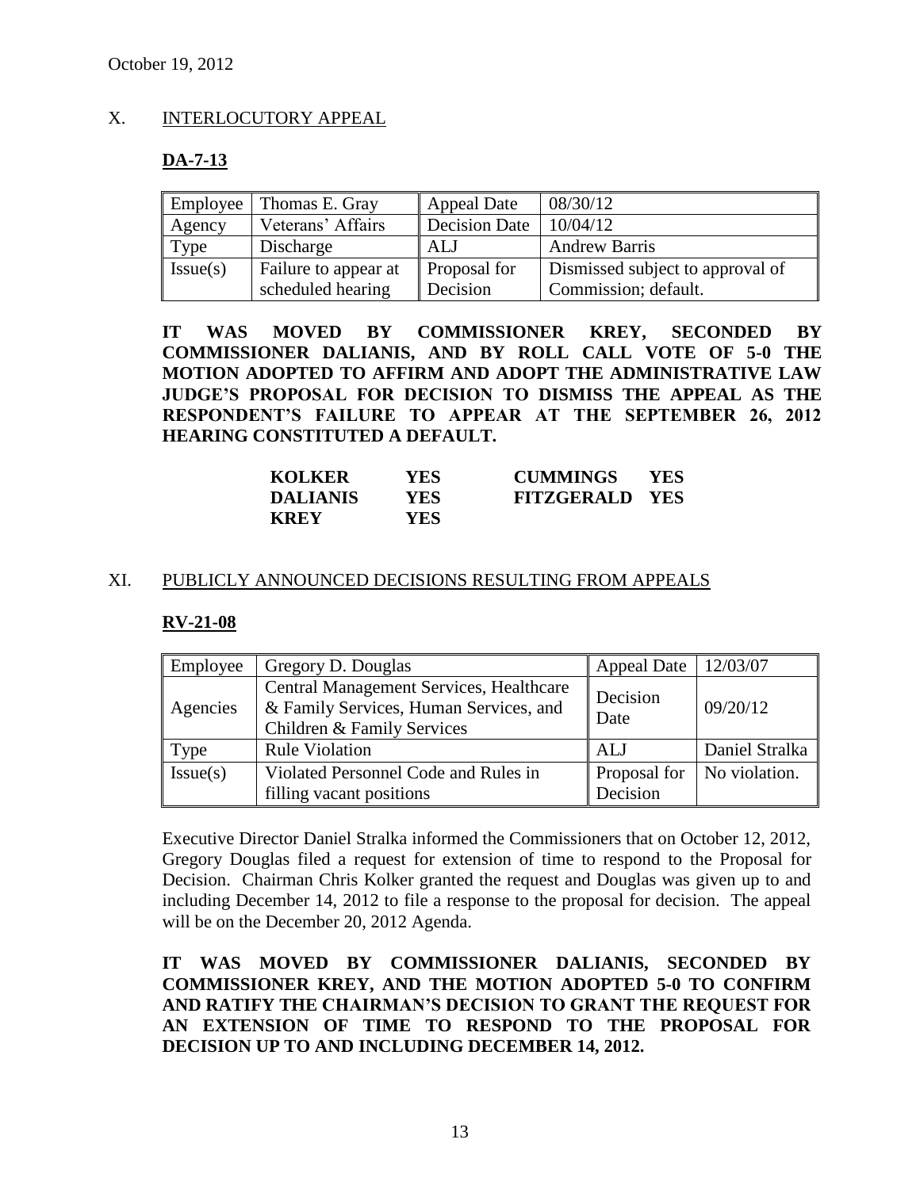October 19, 2012

## X. INTERLOCUTORY APPEAL

**DA-7-13**

| Employee | Thomas E. Gray | Appeal Date | 08/30/12 |
|---|---|---|---|
| Agency | Veterans' Affairs | Decision Date | 10/04/12 |
| Type | Discharge | ALJ | Andrew Barris |
| Issue(s) | Failure to appear at scheduled hearing | Proposal for Decision | Dismissed subject to approval of Commission; default. |

**IT WAS MOVED BY COMMISSIONER KREY, SECONDED BY COMMISSIONER DALIANIS, AND BY ROLL CALL VOTE OF 5-0 THE MOTION ADOPTED TO AFFIRM AND ADOPT THE ADMINISTRATIVE LAW JUDGE'S PROPOSAL FOR DECISION TO DISMISS THE APPEAL AS THE RESPONDENT'S FAILURE TO APPEAR AT THE SEPTEMBER 26, 2012 HEARING CONSTITUTED A DEFAULT.**

| | | | |
|---|---|---|---|
| **KOLKER** | **YES** | **CUMMINGS** | **YES** |
| **DALIANIS** | **YES** | **FITZGERALD** | **YES** |
| **KREY** | **YES** | | |

## XI. PUBLICLY ANNOUNCED DECISIONS RESULTING FROM APPEALS

**RV-21-08**

| Employee | Gregory D. Douglas | Appeal Date | 12/03/07 |
|---|---|---|---|
| Agencies | Central Management Services, Healthcare & Family Services, Human Services, and Children & Family Services | Decision Date | 09/20/12 |
| Type | Rule Violation | ALJ | Daniel Stralka |
| Issue(s) | Violated Personnel Code and Rules in filling vacant positions | Proposal for Decision | No violation. |

Executive Director Daniel Stralka informed the Commissioners that on October 12, 2012, Gregory Douglas filed a request for extension of time to respond to the Proposal for Decision. Chairman Chris Kolker granted the request and Douglas was given up to and including December 14, 2012 to file a response to the proposal for decision. The appeal will be on the December 20, 2012 Agenda.

**IT WAS MOVED BY COMMISSIONER DALIANIS, SECONDED BY COMMISSIONER KREY, AND THE MOTION ADOPTED 5-0 TO CONFIRM AND RATIFY THE CHAIRMAN'S DECISION TO GRANT THE REQUEST FOR AN EXTENSION OF TIME TO RESPOND TO THE PROPOSAL FOR DECISION UP TO AND INCLUDING DECEMBER 14, 2012.**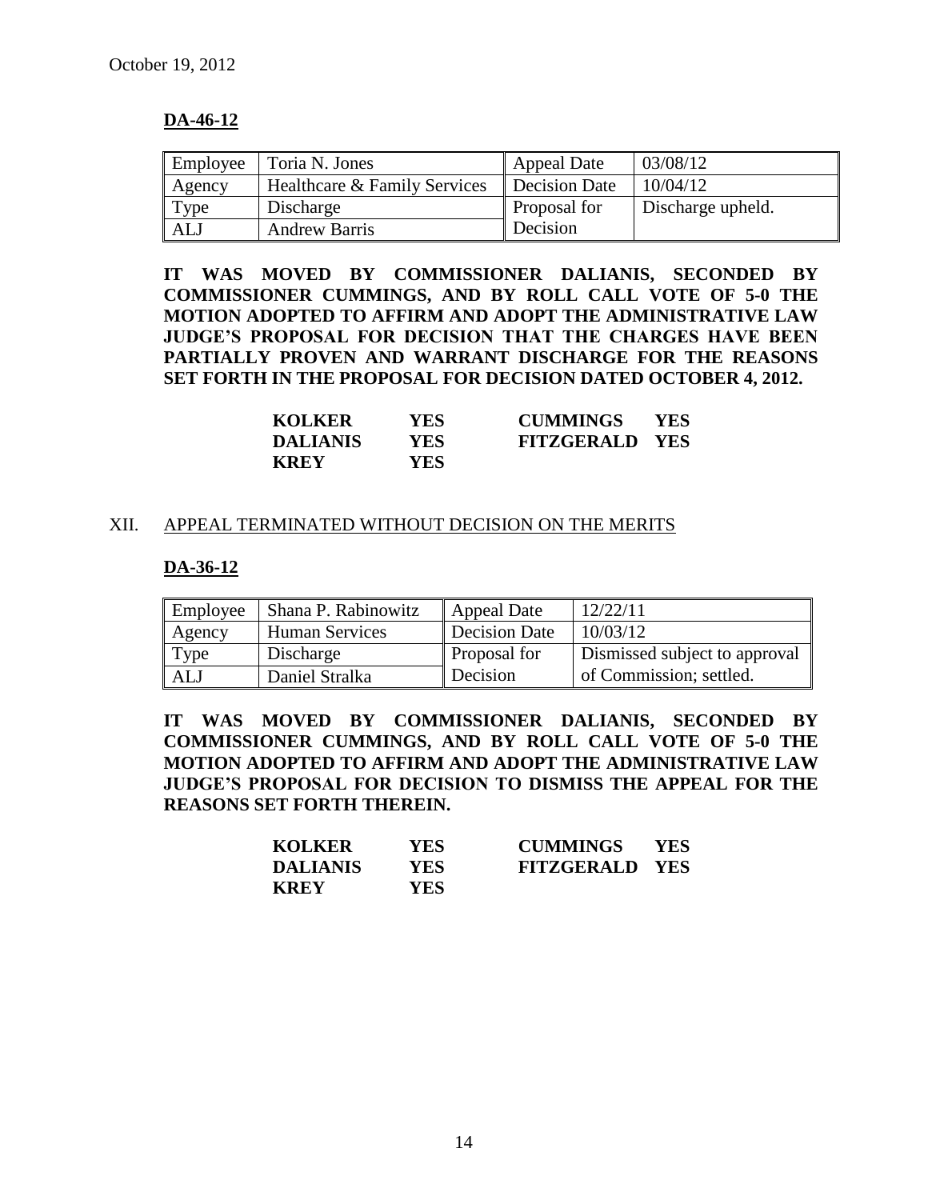### DA-46-12

| Employee | Toria N. Jones | Appeal Date | 03/08/12 |
|---|---|---|---|
| Agency | Healthcare & Family Services | Decision Date | 10/04/12 |
| Type | Discharge | Proposal for Decision | Discharge upheld. |
| ALJ | Andrew Barris | | |

**IT WAS MOVED BY COMMISSIONER DALIANIS, SECONDED BY COMMISSIONER CUMMINGS, AND BY ROLL CALL VOTE OF 5-0 THE MOTION ADOPTED TO AFFIRM AND ADOPT THE ADMINISTRATIVE LAW JUDGE'S PROPOSAL FOR DECISION THAT THE CHARGES HAVE BEEN PARTIALLY PROVEN AND WARRANT DISCHARGE FOR THE REASONS SET FORTH IN THE PROPOSAL FOR DECISION DATED OCTOBER 4, 2012.**

| | | | |
|---|---|---|---|
| **KOLKER** | **YES** | **CUMMINGS** | **YES** |
| **DALIANIS** | **YES** | **FITZGERALD** | **YES** |
| **KREY** | **YES** | | |

## XII. APPEAL TERMINATED WITHOUT DECISION ON THE MERITS

### DA-36-12

| Employee | Shana P. Rabinowitz | Appeal Date | 12/22/11 |
|---|---|---|---|
| Agency | Human Services | Decision Date | 10/03/12 |
| Type | Discharge | Proposal for Decision | Dismissed subject to approval of Commission; settled. |
| ALJ | Daniel Stralka | | |

**IT WAS MOVED BY COMMISSIONER DALIANIS, SECONDED BY COMMISSIONER CUMMINGS, AND BY ROLL CALL VOTE OF 5-0 THE MOTION ADOPTED TO AFFIRM AND ADOPT THE ADMINISTRATIVE LAW JUDGE'S PROPOSAL FOR DECISION TO DISMISS THE APPEAL FOR THE REASONS SET FORTH THEREIN.**

| | | | |
|---|---|---|---|
| **KOLKER** | **YES** | **CUMMINGS** | **YES** |
| **DALIANIS** | **YES** | **FITZGERALD** | **YES** |
| **KREY** | **YES** | | |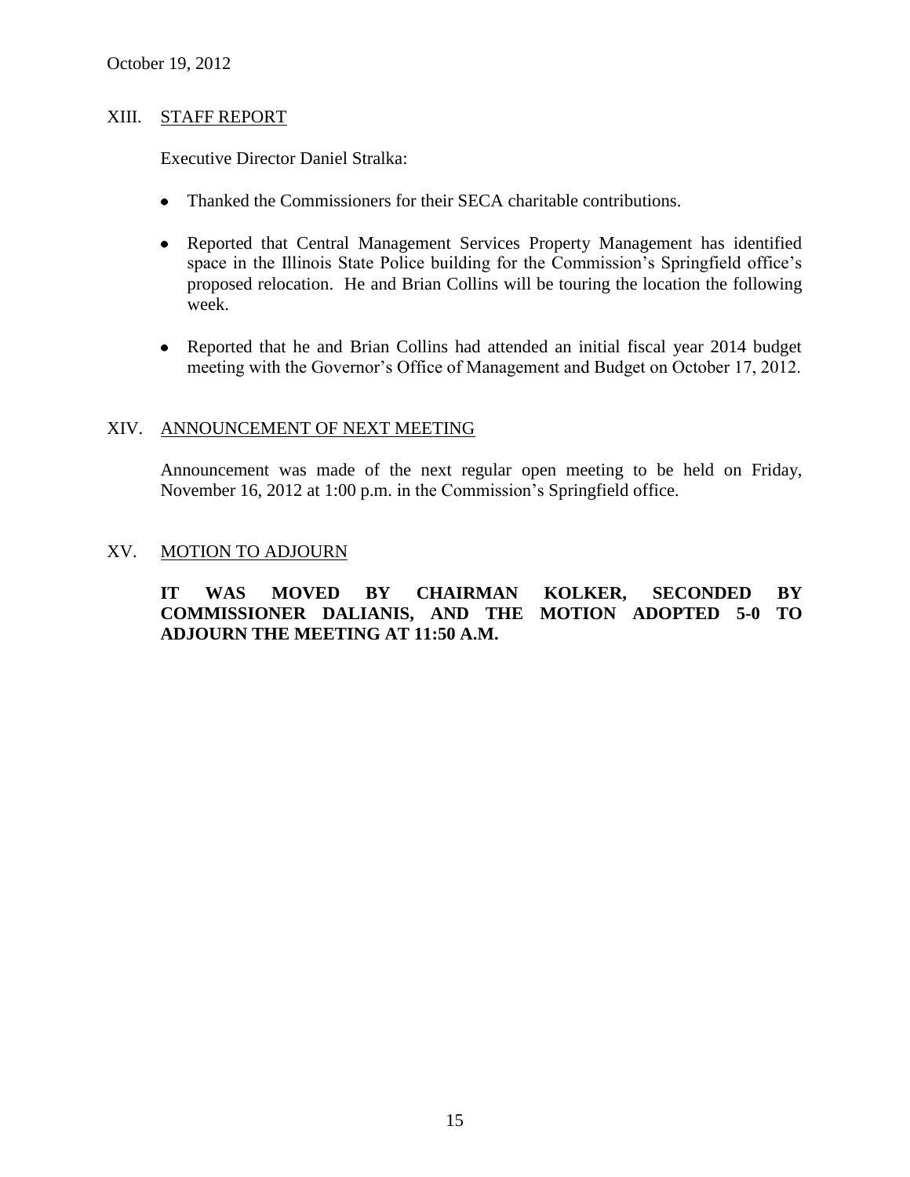October 19, 2012

## XIII. STAFF REPORT

Executive Director Daniel Stralka:

- Thanked the Commissioners for their SECA charitable contributions.
- Reported that Central Management Services Property Management has identified space in the Illinois State Police building for the Commission's Springfield office's proposed relocation. He and Brian Collins will be touring the location the following week.
- Reported that he and Brian Collins had attended an initial fiscal year 2014 budget meeting with the Governor's Office of Management and Budget on October 17, 2012.

## XIV. ANNOUNCEMENT OF NEXT MEETING

Announcement was made of the next regular open meeting to be held on Friday, November 16, 2012 at 1:00 p.m. in the Commission's Springfield office.

## XV. MOTION TO ADJOURN

**IT WAS MOVED BY CHAIRMAN KOLKER, SECONDED BY COMMISSIONER DALIANIS, AND THE MOTION ADOPTED 5-0 TO ADJOURN THE MEETING AT 11:50 A.M.**